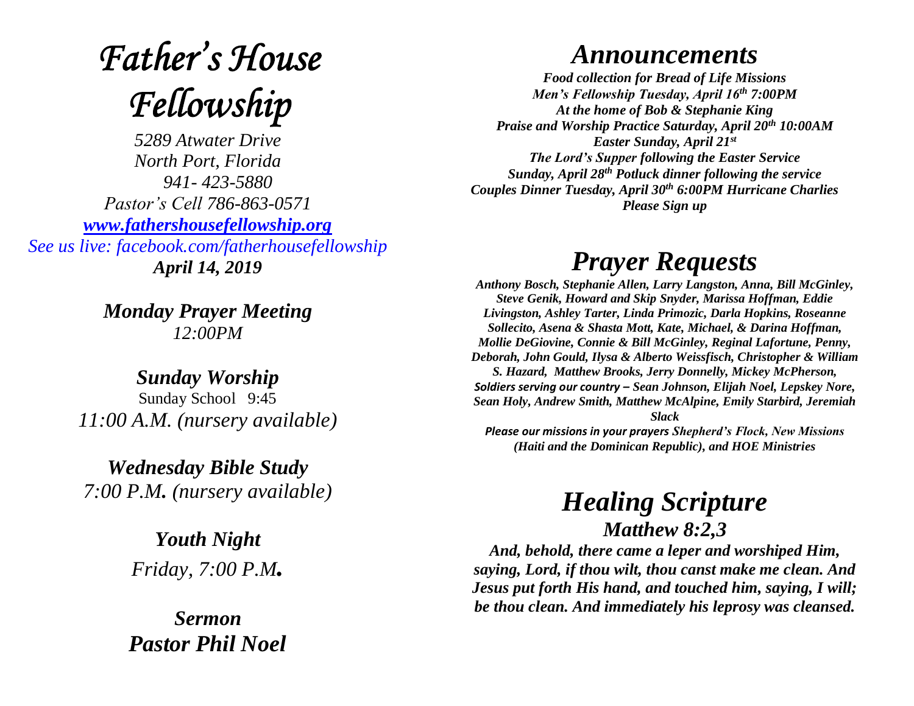# *Father's House Fellowship*

*5289 Atwater Drive*
*North Port, Florida*
*941- 423-5880*
*Pastor's Cell 786-863-0571*
*[www.fathershousefellowship.org](http://www.fathershousefellowship.org)*
*See us live: facebook.com/fatherhousefellowship*
***April 14, 2019***

***Monday Prayer Meeting***
*12:00PM*

***Sunday Worship***
Sunday School 9:45
*11:00 A.M. (nursery available)*

***Wednesday Bible Study***
*7:00 P.M. (nursery available)*

***Youth Night***
*Friday, 7:00 P.M.*

***Sermon***
***Pastor Phil Noel***

## *Announcements*

***Food collection for Bread of Life Missions***
***Men's Fellowship Tuesday, April 16th 7:00PM***
***At the home of Bob & Stephanie King***
***Praise and Worship Practice Saturday, April 20th 10:00AM***
***Easter Sunday, April 21st***
***The Lord's Supper following the Easter Service***
***Sunday, April 28th Potluck dinner following the service***
***Couples Dinner Tuesday, April 30th 6:00PM Hurricane Charlies***
***Please Sign up***

## *Prayer Requests*

***Anthony Bosch, Stephanie Allen, Larry Langston, Anna, Bill McGinley, Steve Genik, Howard and Skip Snyder, Marissa Hoffman, Eddie Livingston, Ashley Tarter, Linda Primozic, Darla Hopkins, Roseanne Sollecito, Asena & Shasta Mott, Kate, Michael, & Darina Hoffman, Mollie DeGiovine, Connie & Bill McGinley, Reginal Lafortune, Penny, Deborah, John Gould, Ilysa & Alberto Weissfisch, Christopher & William S. Hazard, Matthew Brooks, Jerry Donnelly, Mickey McPherson, Soldiers serving our country – Sean Johnson, Elijah Noel, Lepskey Nore, Sean Holy, Andrew Smith, Matthew McAlpine, Emily Starbird, Jeremiah Slack***

***Please our missions in your prayers Shepherd's Flock, New Missions (Haiti and the Dominican Republic), and HOE Ministries***

## *Healing Scripture*

### *Matthew 8:2,3*

***And, behold, there came a leper and worshiped Him, saying, Lord, if thou wilt, thou canst make me clean. And Jesus put forth His hand, and touched him, saying, I will; be thou clean. And immediately his leprosy was cleansed.***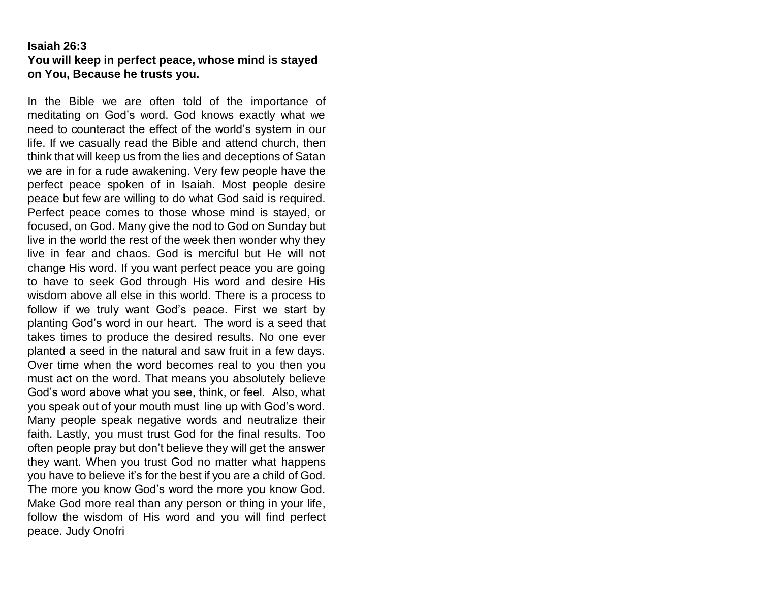**Isaiah 26:3**
**You will keep in perfect peace, whose mind is stayed on You, Because he trusts you.**

In the Bible we are often told of the importance of meditating on God's word. God knows exactly what we need to counteract the effect of the world's system in our life. If we casually read the Bible and attend church, then think that will keep us from the lies and deceptions of Satan we are in for a rude awakening. Very few people have the perfect peace spoken of in Isaiah. Most people desire peace but few are willing to do what God said is required. Perfect peace comes to those whose mind is stayed, or focused, on God. Many give the nod to God on Sunday but live in the world the rest of the week then wonder why they live in fear and chaos. God is merciful but He will not change His word. If you want perfect peace you are going to have to seek God through His word and desire His wisdom above all else in this world. There is a process to follow if we truly want God's peace. First we start by planting God's word in our heart. The word is a seed that takes times to produce the desired results. No one ever planted a seed in the natural and saw fruit in a few days. Over time when the word becomes real to you then you must act on the word. That means you absolutely believe God's word above what you see, think, or feel. Also, what you speak out of your mouth must line up with God's word. Many people speak negative words and neutralize their faith. Lastly, you must trust God for the final results. Too often people pray but don't believe they will get the answer they want. When you trust God no matter what happens you have to believe it's for the best if you are a child of God. The more you know God's word the more you know God. Make God more real than any person or thing in your life, follow the wisdom of His word and you will find perfect peace. Judy Onofri